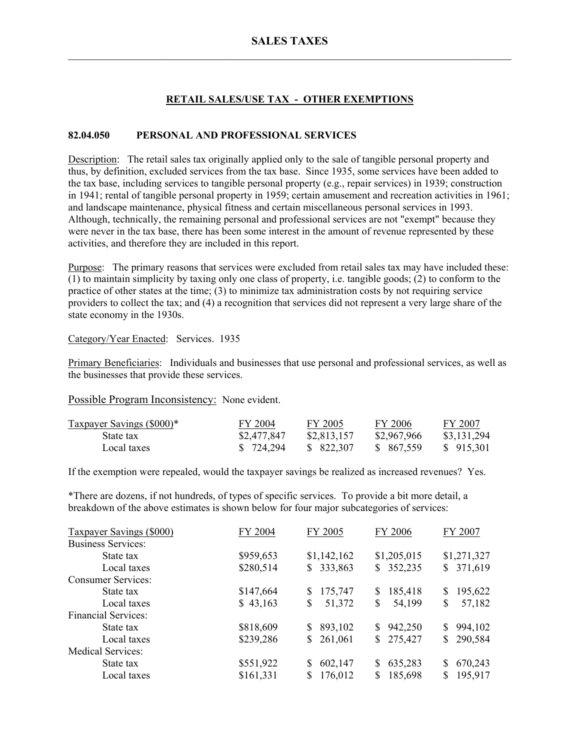# SALES TAXES

## RETAIL SALES/USE TAX - OTHER EXEMPTIONS

### 82.04.050 PERSONAL AND PROFESSIONAL SERVICES

Description: The retail sales tax originally applied only to the sale of tangible personal property and thus, by definition, excluded services from the tax base. Since 1935, some services have been added to the tax base, including services to tangible personal property (e.g., repair services) in 1939; construction in 1941; rental of tangible personal property in 1959; certain amusement and recreation activities in 1961; and landscape maintenance, physical fitness and certain miscellaneous personal services in 1993. Although, technically, the remaining personal and professional services are not "exempt" because they were never in the tax base, there has been some interest in the amount of revenue represented by these activities, and therefore they are included in this report.

Purpose: The primary reasons that services were excluded from retail sales tax may have included these: (1) to maintain simplicity by taxing only one class of property, i.e. tangible goods; (2) to conform to the practice of other states at the time; (3) to minimize tax administration costs by not requiring service providers to collect the tax; and (4) a recognition that services did not represent a very large share of the state economy in the 1930s.

Category/Year Enacted: Services. 1935

Primary Beneficiaries: Individuals and businesses that use personal and professional services, as well as the businesses that provide these services.

Possible Program Inconsistency: None evident.

| Taxpayer Savings ($000)* | FY 2004 | FY 2005 | FY 2006 | FY 2007 |
|---|---|---|---|---|
| State tax | $2,477,847 | $2,813,157 | $2,967,966 | $3,131,294 |
| Local taxes | $ 724,294 | $ 822,307 | $ 867,559 | $ 915,301 |

If the exemption were repealed, would the taxpayer savings be realized as increased revenues? Yes.

*There are dozens, if not hundreds, of types of specific services. To provide a bit more detail, a breakdown of the above estimates is shown below for four major subcategories of services:

| Taxpayer Savings ($000) | FY 2004 | FY 2005 | FY 2006 | FY 2007 |
|---|---|---|---|---|
| Business Services: | | | | |
| State tax | $959,653 | $1,142,162 | $1,205,015 | $1,271,327 |
| Local taxes | $280,514 | $ 333,863 | $ 352,235 | $ 371,619 |
| Consumer Services: | | | | |
| State tax | $147,664 | $ 175,747 | $ 185,418 | $ 195,622 |
| Local taxes | $ 43,163 | $ 51,372 | $ 54,199 | $ 57,182 |
| Financial Services: | | | | |
| State tax | $818,609 | $ 893,102 | $ 942,250 | $ 994,102 |
| Local taxes | $239,286 | $ 261,061 | $ 275,427 | $ 290,584 |
| Medical Services: | | | | |
| State tax | $551,922 | $ 602,147 | $ 635,283 | $ 670,243 |
| Local taxes | $161,331 | $ 176,012 | $ 185,698 | $ 195,917 |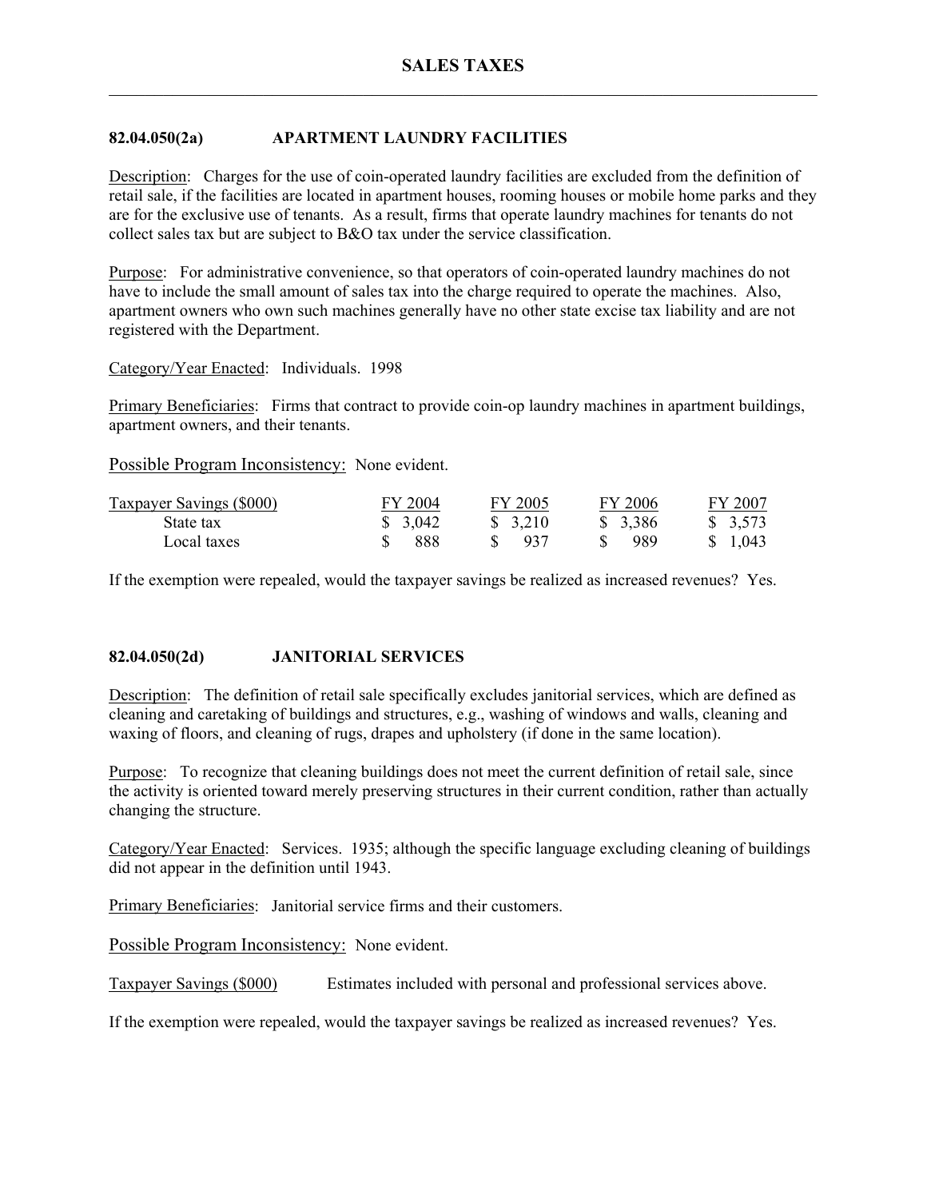# SALES TAXES

## 82.04.050(2a) APARTMENT LAUNDRY FACILITIES

Description: Charges for the use of coin-operated laundry facilities are excluded from the definition of retail sale, if the facilities are located in apartment houses, rooming houses or mobile home parks and they are for the exclusive use of tenants. As a result, firms that operate laundry machines for tenants do not collect sales tax but are subject to B&O tax under the service classification.

Purpose: For administrative convenience, so that operators of coin-operated laundry machines do not have to include the small amount of sales tax into the charge required to operate the machines. Also, apartment owners who own such machines generally have no other state excise tax liability and are not registered with the Department.

Category/Year Enacted: Individuals. 1998

Primary Beneficiaries: Firms that contract to provide coin-op laundry machines in apartment buildings, apartment owners, and their tenants.

Possible Program Inconsistency: None evident.

| Taxpayer Savings ($000) | FY 2004 | FY 2005 | FY 2006 | FY 2007 |
|---|---|---|---|---|
| State tax | $ 3,042 | $ 3,210 | $ 3,386 | $ 3,573 |
| Local taxes | $ 888 | $ 937 | $ 989 | $ 1,043 |

If the exemption were repealed, would the taxpayer savings be realized as increased revenues? Yes.

## 82.04.050(2d) JANITORIAL SERVICES

Description: The definition of retail sale specifically excludes janitorial services, which are defined as cleaning and caretaking of buildings and structures, e.g., washing of windows and walls, cleaning and waxing of floors, and cleaning of rugs, drapes and upholstery (if done in the same location).

Purpose: To recognize that cleaning buildings does not meet the current definition of retail sale, since the activity is oriented toward merely preserving structures in their current condition, rather than actually changing the structure.

Category/Year Enacted: Services. 1935; although the specific language excluding cleaning of buildings did not appear in the definition until 1943.

Primary Beneficiaries: Janitorial service firms and their customers.

Possible Program Inconsistency: None evident.

Taxpayer Savings ($000) Estimates included with personal and professional services above.

If the exemption were repealed, would the taxpayer savings be realized as increased revenues? Yes.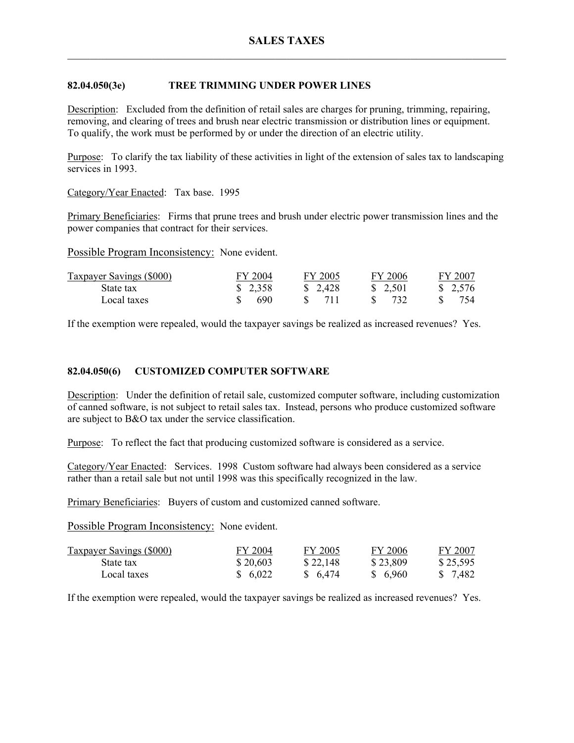# SALES TAXES

## 82.04.050(3e) TREE TRIMMING UNDER POWER LINES

Description: Excluded from the definition of retail sales are charges for pruning, trimming, repairing, removing, and clearing of trees and brush near electric transmission or distribution lines or equipment. To qualify, the work must be performed by or under the direction of an electric utility.

Purpose: To clarify the tax liability of these activities in light of the extension of sales tax to landscaping services in 1993.

Category/Year Enacted: Tax base. 1995

Primary Beneficiaries: Firms that prune trees and brush under electric power transmission lines and the power companies that contract for their services.

Possible Program Inconsistency: None evident.

| Taxpayer Savings ($000) | FY 2004 | FY 2005 | FY 2006 | FY 2007 |
|---|---|---|---|---|
| State tax | $ 2,358 | $ 2,428 | $ 2,501 | $ 2,576 |
| Local taxes | $ 690 | $ 711 | $ 732 | $ 754 |

If the exemption were repealed, would the taxpayer savings be realized as increased revenues? Yes.

## 82.04.050(6) CUSTOMIZED COMPUTER SOFTWARE

Description: Under the definition of retail sale, customized computer software, including customization of canned software, is not subject to retail sales tax. Instead, persons who produce customized software are subject to B&O tax under the service classification.

Purpose: To reflect the fact that producing customized software is considered as a service.

Category/Year Enacted: Services. 1998 Custom software had always been considered as a service rather than a retail sale but not until 1998 was this specifically recognized in the law.

Primary Beneficiaries: Buyers of custom and customized canned software.

Possible Program Inconsistency: None evident.

| Taxpayer Savings ($000) | FY 2004 | FY 2005 | FY 2006 | FY 2007 |
|---|---|---|---|---|
| State tax | $ 20,603 | $ 22,148 | $ 23,809 | $ 25,595 |
| Local taxes | $ 6,022 | $ 6,474 | $ 6,960 | $ 7,482 |

If the exemption were repealed, would the taxpayer savings be realized as increased revenues? Yes.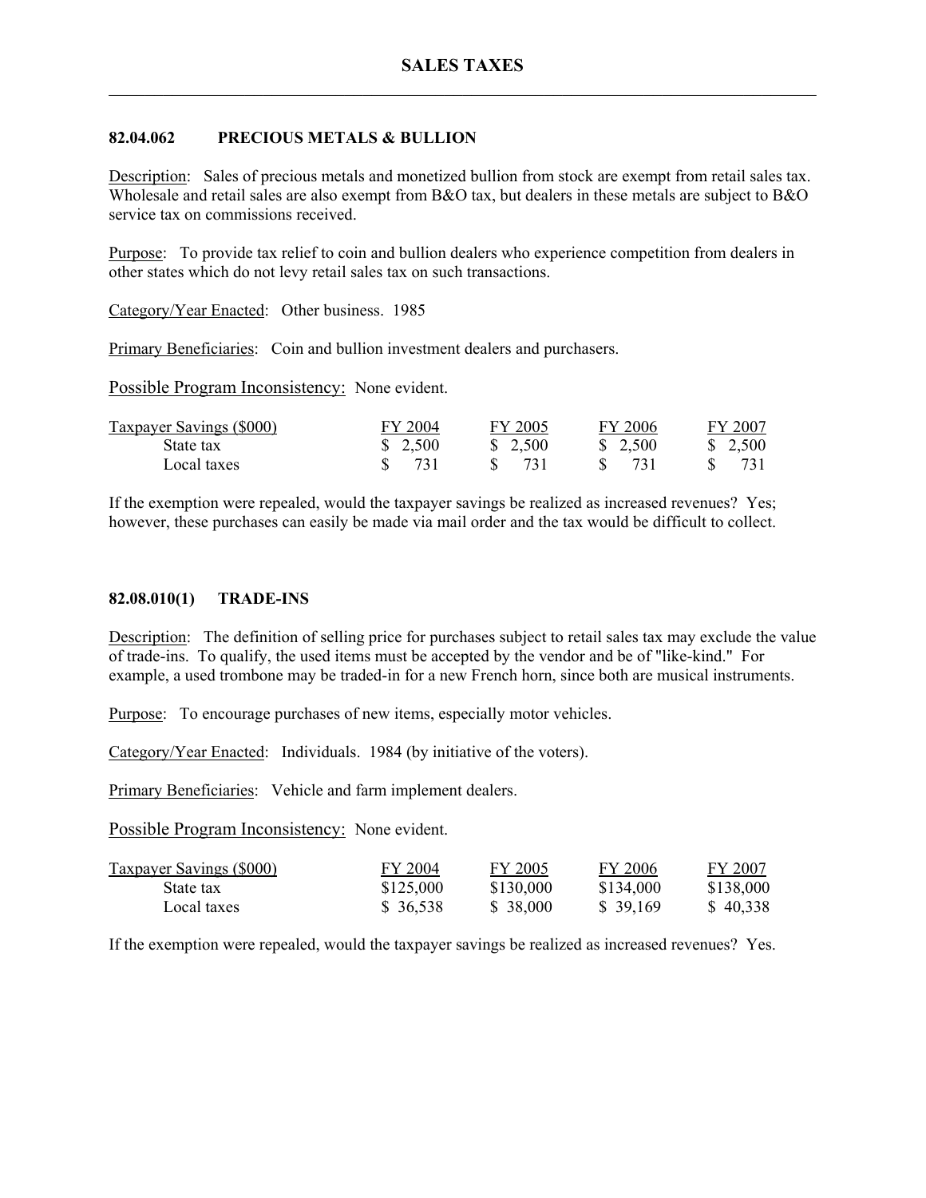# SALES TAXES

### 82.04.062 PRECIOUS METALS & BULLION

Description: Sales of precious metals and monetized bullion from stock are exempt from retail sales tax. Wholesale and retail sales are also exempt from B&O tax, but dealers in these metals are subject to B&O service tax on commissions received.

Purpose: To provide tax relief to coin and bullion dealers who experience competition from dealers in other states which do not levy retail sales tax on such transactions.

Category/Year Enacted: Other business. 1985

Primary Beneficiaries: Coin and bullion investment dealers and purchasers.

Possible Program Inconsistency: None evident.

| Taxpayer Savings ($000) | FY 2004 | FY 2005 | FY 2006 | FY 2007 |
|---|---|---|---|---|
| State tax | $ 2,500 | $ 2,500 | $ 2,500 | $ 2,500 |
| Local taxes | $ 731 | $ 731 | $ 731 | $ 731 |

If the exemption were repealed, would the taxpayer savings be realized as increased revenues? Yes; however, these purchases can easily be made via mail order and the tax would be difficult to collect.

### 82.08.010(1) TRADE-INS

Description: The definition of selling price for purchases subject to retail sales tax may exclude the value of trade-ins. To qualify, the used items must be accepted by the vendor and be of "like-kind." For example, a used trombone may be traded-in for a new French horn, since both are musical instruments.

Purpose: To encourage purchases of new items, especially motor vehicles.

Category/Year Enacted: Individuals. 1984 (by initiative of the voters).

Primary Beneficiaries: Vehicle and farm implement dealers.

Possible Program Inconsistency: None evident.

| Taxpayer Savings ($000) | FY 2004 | FY 2005 | FY 2006 | FY 2007 |
|---|---|---|---|---|
| State tax | $125,000 | $130,000 | $134,000 | $138,000 |
| Local taxes | $ 36,538 | $ 38,000 | $ 39,169 | $ 40,338 |

If the exemption were repealed, would the taxpayer savings be realized as increased revenues? Yes.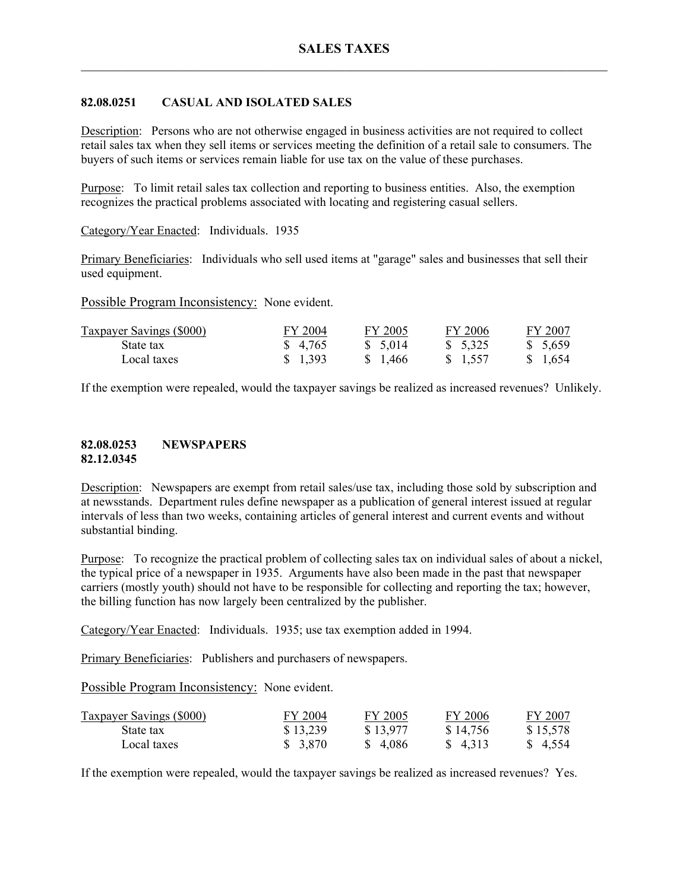# SALES TAXES

## 82.08.0251 CASUAL AND ISOLATED SALES

Description: Persons who are not otherwise engaged in business activities are not required to collect retail sales tax when they sell items or services meeting the definition of a retail sale to consumers. The buyers of such items or services remain liable for use tax on the value of these purchases.

Purpose: To limit retail sales tax collection and reporting to business entities. Also, the exemption recognizes the practical problems associated with locating and registering casual sellers.

Category/Year Enacted: Individuals. 1935

Primary Beneficiaries: Individuals who sell used items at "garage" sales and businesses that sell their used equipment.

Possible Program Inconsistency: None evident.

| Taxpayer Savings ($000) | FY 2004 | FY 2005 | FY 2006 | FY 2007 |
|---|---|---|---|---|
| State tax | $ 4,765 | $ 5,014 | $ 5,325 | $ 5,659 |
| Local taxes | $ 1,393 | $ 1,466 | $ 1,557 | $ 1,654 |

If the exemption were repealed, would the taxpayer savings be realized as increased revenues? Unlikely.

## 82.08.0253 NEWSPAPERS
## 82.12.0345

Description: Newspapers are exempt from retail sales/use tax, including those sold by subscription and at newsstands. Department rules define newspaper as a publication of general interest issued at regular intervals of less than two weeks, containing articles of general interest and current events and without substantial binding.

Purpose: To recognize the practical problem of collecting sales tax on individual sales of about a nickel, the typical price of a newspaper in 1935. Arguments have also been made in the past that newspaper carriers (mostly youth) should not have to be responsible for collecting and reporting the tax; however, the billing function has now largely been centralized by the publisher.

Category/Year Enacted: Individuals. 1935; use tax exemption added in 1994.

Primary Beneficiaries: Publishers and purchasers of newspapers.

Possible Program Inconsistency: None evident.

| Taxpayer Savings ($000) | FY 2004 | FY 2005 | FY 2006 | FY 2007 |
|---|---|---|---|---|
| State tax | $ 13,239 | $ 13,977 | $ 14,756 | $ 15,578 |
| Local taxes | $ 3,870 | $ 4,086 | $ 4,313 | $ 4,554 |

If the exemption were repealed, would the taxpayer savings be realized as increased revenues? Yes.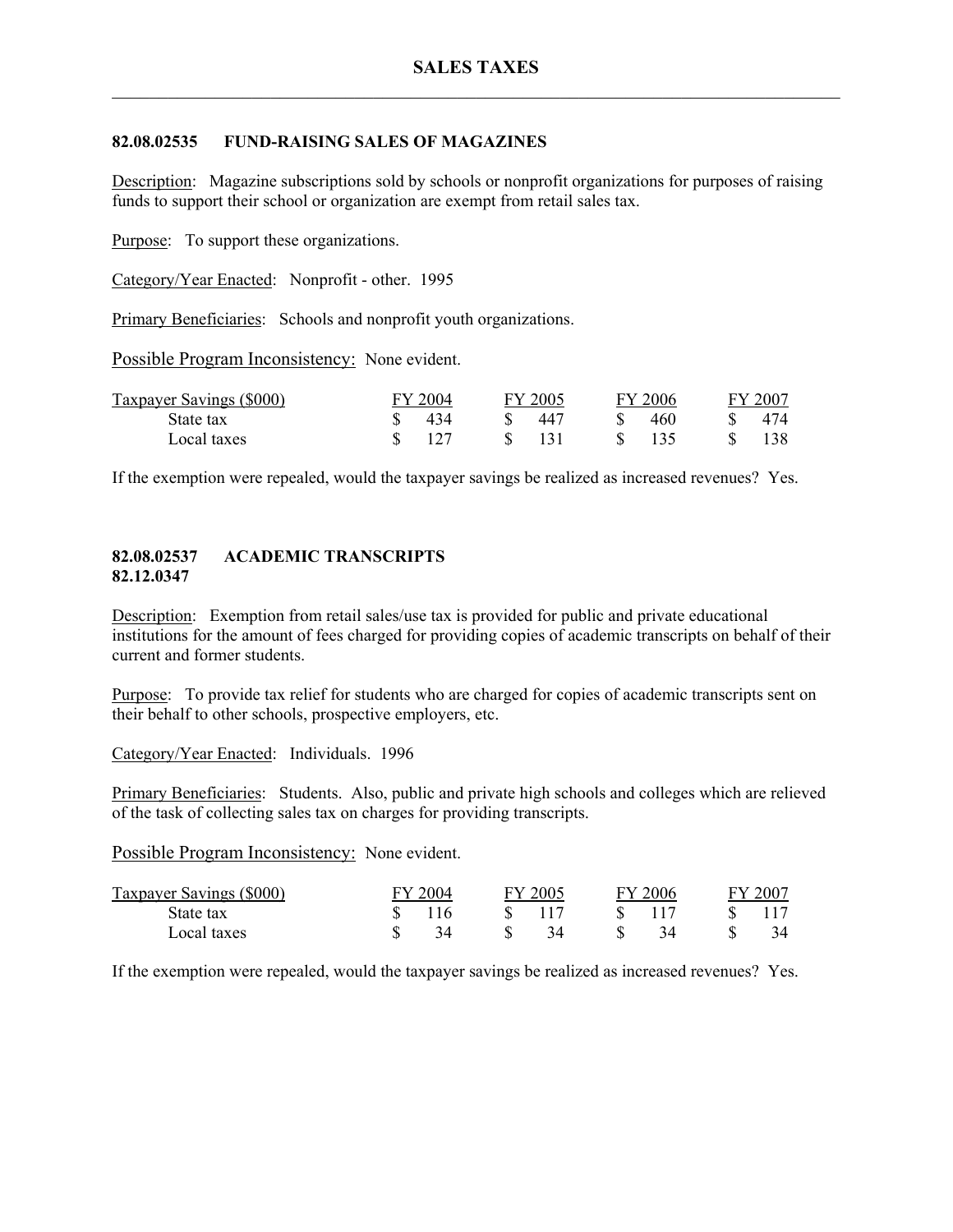## 82.08.02535 FUND-RAISING SALES OF MAGAZINES

Description: Magazine subscriptions sold by schools or nonprofit organizations for purposes of raising funds to support their school or organization are exempt from retail sales tax.

Purpose: To support these organizations.

Category/Year Enacted: Nonprofit - other. 1995

Primary Beneficiaries: Schools and nonprofit youth organizations.

Possible Program Inconsistency: None evident.

| Taxpayer Savings ($000) | FY 2004 | FY 2005 | FY 2006 | FY 2007 |
|---|---|---|---|---|
| State tax | $ 434 | $ 447 | $ 460 | $ 474 |
| Local taxes | $ 127 | $ 131 | $ 135 | $ 138 |

If the exemption were repealed, would the taxpayer savings be realized as increased revenues? Yes.

## 82.08.02537 ACADEMIC TRANSCRIPTS
## 82.12.0347

Description: Exemption from retail sales/use tax is provided for public and private educational institutions for the amount of fees charged for providing copies of academic transcripts on behalf of their current and former students.

Purpose: To provide tax relief for students who are charged for copies of academic transcripts sent on their behalf to other schools, prospective employers, etc.

Category/Year Enacted: Individuals. 1996

Primary Beneficiaries: Students. Also, public and private high schools and colleges which are relieved of the task of collecting sales tax on charges for providing transcripts.

Possible Program Inconsistency: None evident.

| Taxpayer Savings ($000) | FY 2004 | FY 2005 | FY 2006 | FY 2007 |
|---|---|---|---|---|
| State tax | $ 116 | $ 117 | $ 117 | $ 117 |
| Local taxes | $ 34 | $ 34 | $ 34 | $ 34 |

If the exemption were repealed, would the taxpayer savings be realized as increased revenues? Yes.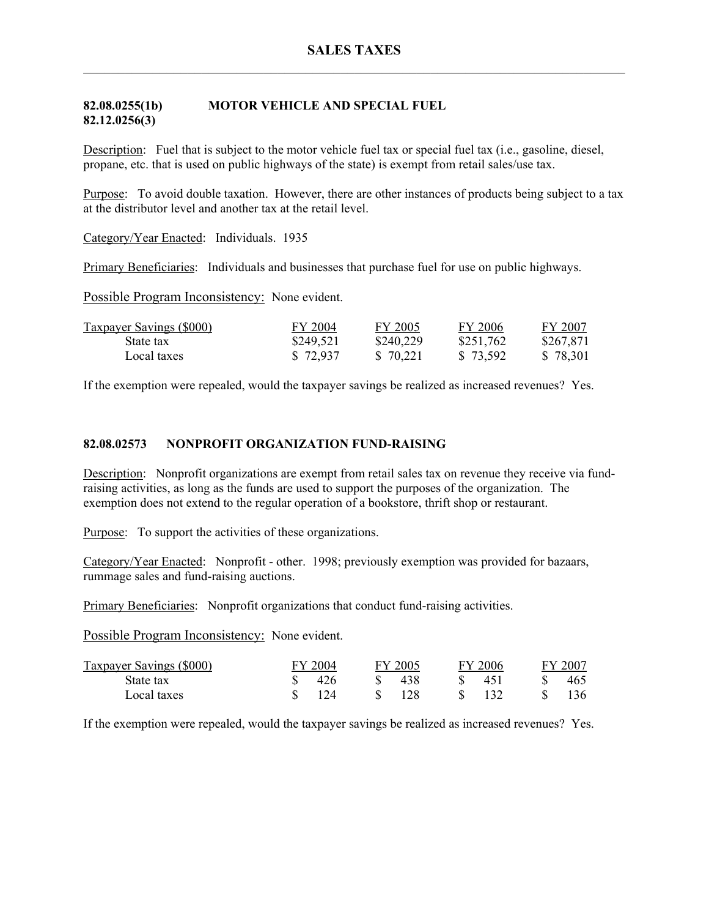# SALES TAXES

**82.08.0255(1b) MOTOR VEHICLE AND SPECIAL FUEL**
**82.12.0256(3)**

Description: Fuel that is subject to the motor vehicle fuel tax or special fuel tax (i.e., gasoline, diesel, propane, etc. that is used on public highways of the state) is exempt from retail sales/use tax.

Purpose: To avoid double taxation. However, there are other instances of products being subject to a tax at the distributor level and another tax at the retail level.

Category/Year Enacted: Individuals. 1935

Primary Beneficiaries: Individuals and businesses that purchase fuel for use on public highways.

Possible Program Inconsistency: None evident.

| Taxpayer Savings ($000) | FY 2004 | FY 2005 | FY 2006 | FY 2007 |
|---|---|---|---|---|
| State tax | $249,521 | $240,229 | $251,762 | $267,871 |
| Local taxes | $ 72,937 | $ 70,221 | $ 73,592 | $ 78,301 |

If the exemption were repealed, would the taxpayer savings be realized as increased revenues? Yes.

**82.08.02573 NONPROFIT ORGANIZATION FUND-RAISING**

Description: Nonprofit organizations are exempt from retail sales tax on revenue they receive via fund-raising activities, as long as the funds are used to support the purposes of the organization. The exemption does not extend to the regular operation of a bookstore, thrift shop or restaurant.

Purpose: To support the activities of these organizations.

Category/Year Enacted: Nonprofit - other. 1998; previously exemption was provided for bazaars, rummage sales and fund-raising auctions.

Primary Beneficiaries: Nonprofit organizations that conduct fund-raising activities.

Possible Program Inconsistency: None evident.

| Taxpayer Savings ($000) | FY 2004 | FY 2005 | FY 2006 | FY 2007 |
|---|---|---|---|---|
| State tax | $ 426 | $ 438 | $ 451 | $ 465 |
| Local taxes | $ 124 | $ 128 | $ 132 | $ 136 |

If the exemption were repealed, would the taxpayer savings be realized as increased revenues? Yes.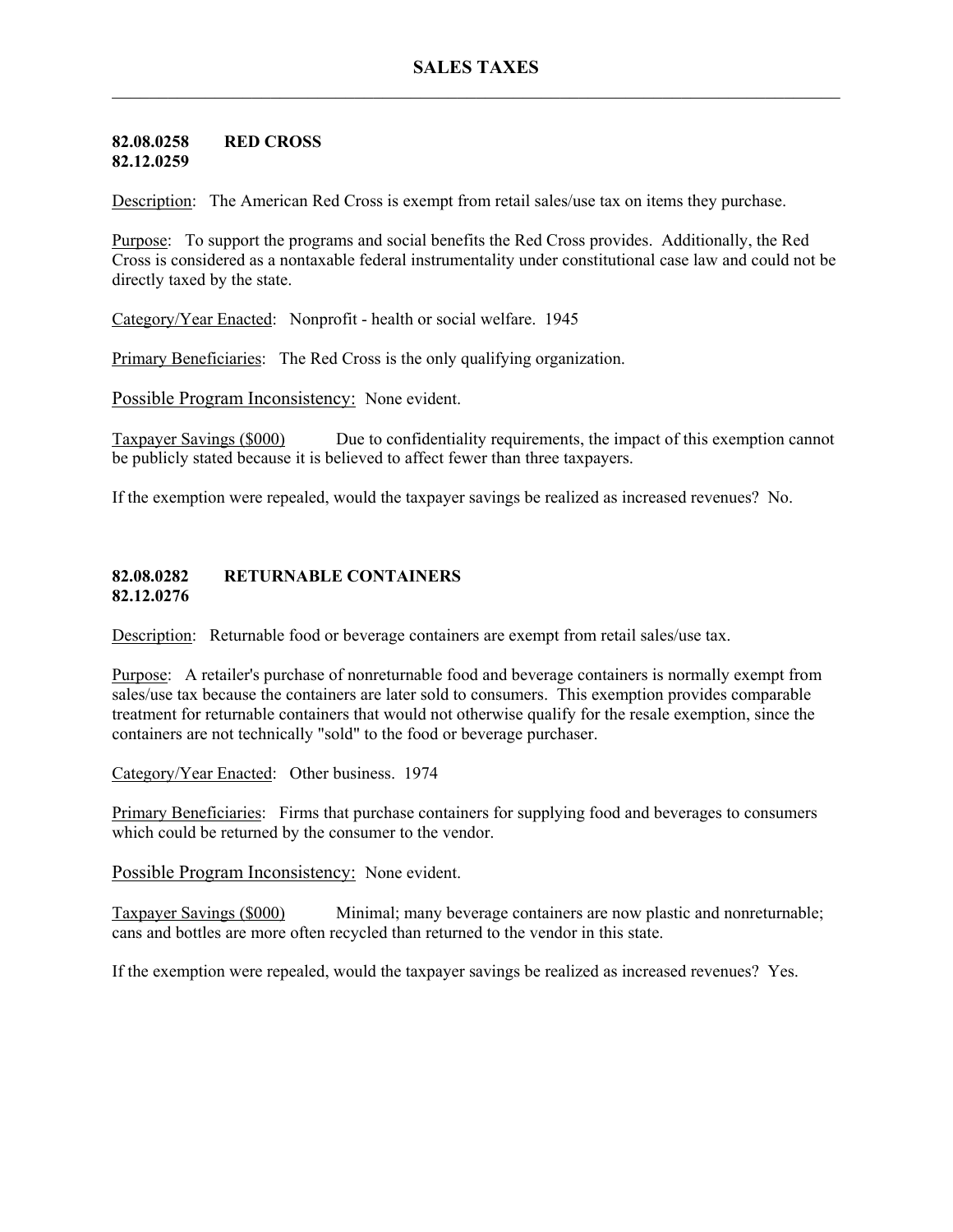### 82.08.0258 RED CROSS
### 82.12.0259

Description: The American Red Cross is exempt from retail sales/use tax on items they purchase.

Purpose: To support the programs and social benefits the Red Cross provides. Additionally, the Red Cross is considered as a nontaxable federal instrumentality under constitutional case law and could not be directly taxed by the state.

Category/Year Enacted: Nonprofit - health or social welfare. 1945

Primary Beneficiaries: The Red Cross is the only qualifying organization.

Possible Program Inconsistency: None evident.

Taxpayer Savings ($000) Due to confidentiality requirements, the impact of this exemption cannot be publicly stated because it is believed to affect fewer than three taxpayers.

If the exemption were repealed, would the taxpayer savings be realized as increased revenues? No.

### 82.08.0282 RETURNABLE CONTAINERS
### 82.12.0276

Description: Returnable food or beverage containers are exempt from retail sales/use tax.

Purpose: A retailer's purchase of nonreturnable food and beverage containers is normally exempt from sales/use tax because the containers are later sold to consumers. This exemption provides comparable treatment for returnable containers that would not otherwise qualify for the resale exemption, since the containers are not technically "sold" to the food or beverage purchaser.

Category/Year Enacted: Other business. 1974

Primary Beneficiaries: Firms that purchase containers for supplying food and beverages to consumers which could be returned by the consumer to the vendor.

Possible Program Inconsistency: None evident.

Taxpayer Savings ($000) Minimal; many beverage containers are now plastic and nonreturnable; cans and bottles are more often recycled than returned to the vendor in this state.

If the exemption were repealed, would the taxpayer savings be realized as increased revenues? Yes.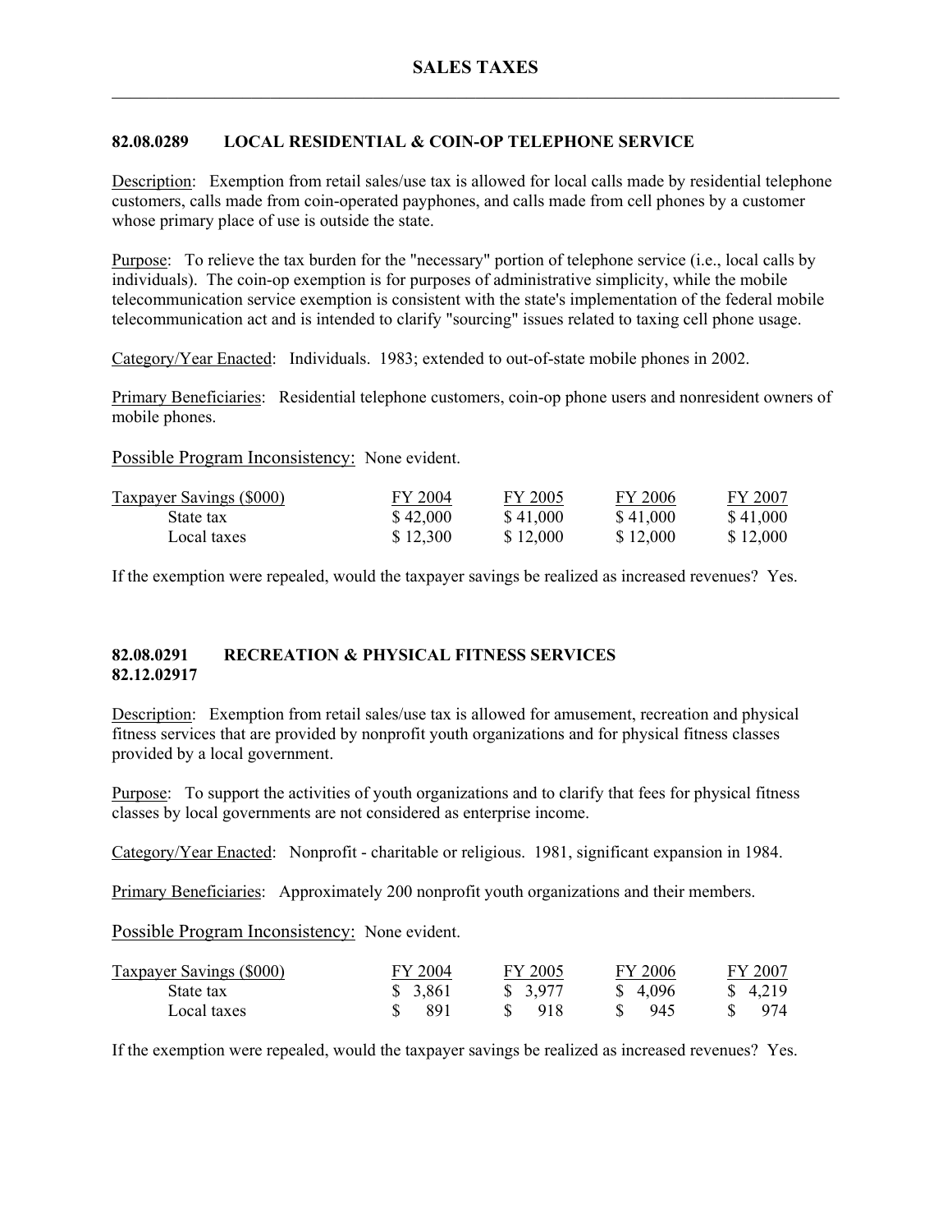# SALES TAXES

### 82.08.0289 LOCAL RESIDENTIAL & COIN-OP TELEPHONE SERVICE

Description: Exemption from retail sales/use tax is allowed for local calls made by residential telephone customers, calls made from coin-operated payphones, and calls made from cell phones by a customer whose primary place of use is outside the state.

Purpose: To relieve the tax burden for the "necessary" portion of telephone service (i.e., local calls by individuals). The coin-op exemption is for purposes of administrative simplicity, while the mobile telecommunication service exemption is consistent with the state's implementation of the federal mobile telecommunication act and is intended to clarify "sourcing" issues related to taxing cell phone usage.

Category/Year Enacted: Individuals. 1983; extended to out-of-state mobile phones in 2002.

Primary Beneficiaries: Residential telephone customers, coin-op phone users and nonresident owners of mobile phones.

Possible Program Inconsistency: None evident.

| Taxpayer Savings ($000) | FY 2004 | FY 2005 | FY 2006 | FY 2007 |
|---|---|---|---|---|
| State tax | $ 42,000 | $ 41,000 | $ 41,000 | $ 41,000 |
| Local taxes | $ 12,300 | $ 12,000 | $ 12,000 | $ 12,000 |

If the exemption were repealed, would the taxpayer savings be realized as increased revenues? Yes.

### 82.08.0291 RECREATION & PHYSICAL FITNESS SERVICES
### 82.12.02917

Description: Exemption from retail sales/use tax is allowed for amusement, recreation and physical fitness services that are provided by nonprofit youth organizations and for physical fitness classes provided by a local government.

Purpose: To support the activities of youth organizations and to clarify that fees for physical fitness classes by local governments are not considered as enterprise income.

Category/Year Enacted: Nonprofit - charitable or religious. 1981, significant expansion in 1984.

Primary Beneficiaries: Approximately 200 nonprofit youth organizations and their members.

Possible Program Inconsistency: None evident.

| Taxpayer Savings ($000) | FY 2004 | FY 2005 | FY 2006 | FY 2007 |
|---|---|---|---|---|
| State tax | $ 3,861 | $ 3,977 | $ 4,096 | $ 4,219 |
| Local taxes | $ 891 | $ 918 | $ 945 | $ 974 |

If the exemption were repealed, would the taxpayer savings be realized as increased revenues? Yes.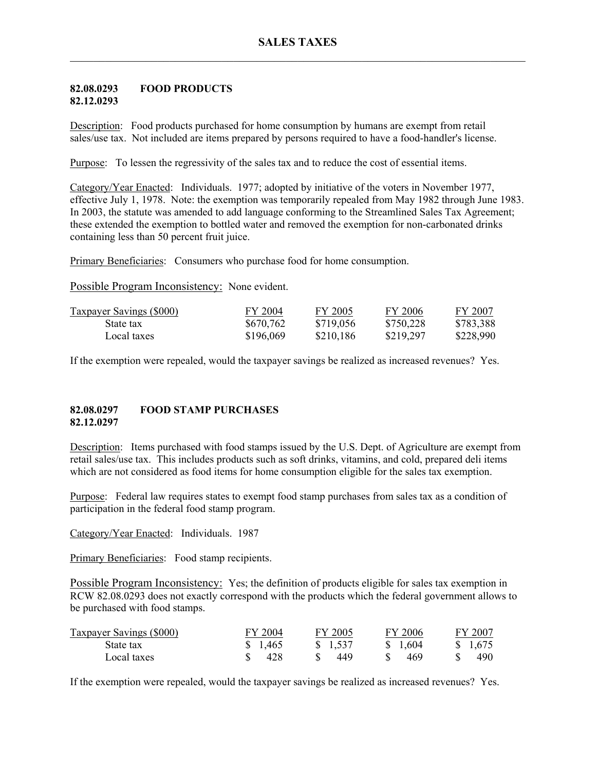# SALES TAXES

**82.08.0293 FOOD PRODUCTS**
**82.12.0293**

Description: Food products purchased for home consumption by humans are exempt from retail sales/use tax. Not included are items prepared by persons required to have a food-handler's license.

Purpose: To lessen the regressivity of the sales tax and to reduce the cost of essential items.

Category/Year Enacted: Individuals. 1977; adopted by initiative of the voters in November 1977, effective July 1, 1978. Note: the exemption was temporarily repealed from May 1982 through June 1983. In 2003, the statute was amended to add language conforming to the Streamlined Sales Tax Agreement; these extended the exemption to bottled water and removed the exemption for non-carbonated drinks containing less than 50 percent fruit juice.

Primary Beneficiaries: Consumers who purchase food for home consumption.

Possible Program Inconsistency: None evident.

| Taxpayer Savings ($000) | FY 2004 | FY 2005 | FY 2006 | FY 2007 |
|---|---|---|---|---|
| State tax | $670,762 | $719,056 | $750,228 | $783,388 |
| Local taxes | $196,069 | $210,186 | $219,297 | $228,990 |

If the exemption were repealed, would the taxpayer savings be realized as increased revenues? Yes.

**82.08.0297 FOOD STAMP PURCHASES**
**82.12.0297**

Description: Items purchased with food stamps issued by the U.S. Dept. of Agriculture are exempt from retail sales/use tax. This includes products such as soft drinks, vitamins, and cold, prepared deli items which are not considered as food items for home consumption eligible for the sales tax exemption.

Purpose: Federal law requires states to exempt food stamp purchases from sales tax as a condition of participation in the federal food stamp program.

Category/Year Enacted: Individuals. 1987

Primary Beneficiaries: Food stamp recipients.

Possible Program Inconsistency: Yes; the definition of products eligible for sales tax exemption in RCW 82.08.0293 does not exactly correspond with the products which the federal government allows to be purchased with food stamps.

| Taxpayer Savings ($000) | FY 2004 | FY 2005 | FY 2006 | FY 2007 |
|---|---|---|---|---|
| State tax | $ 1,465 | $ 1,537 | $ 1,604 | $ 1,675 |
| Local taxes | $ 428 | $ 449 | $ 469 | $ 490 |

If the exemption were repealed, would the taxpayer savings be realized as increased revenues? Yes.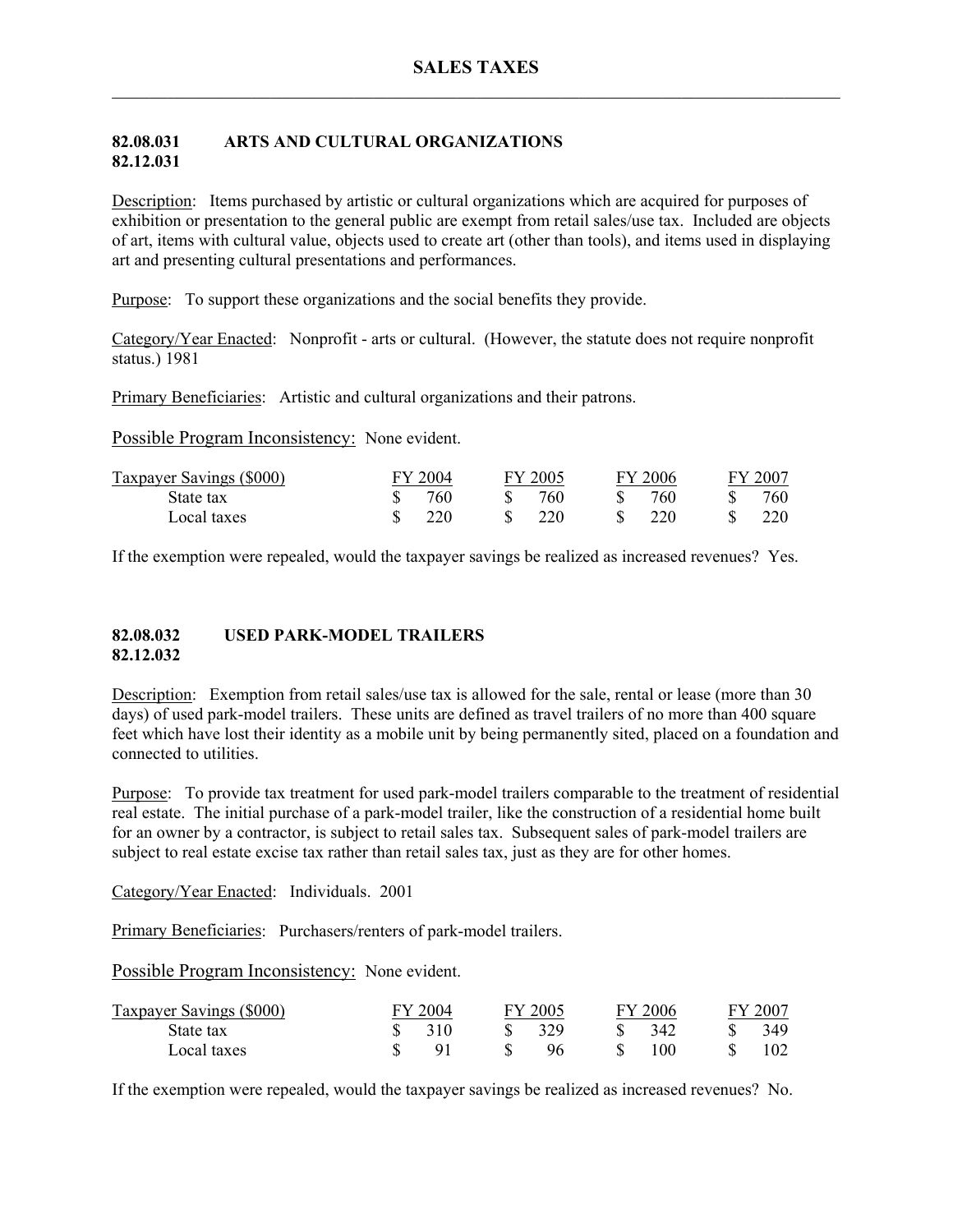## SALES TAXES

### 82.08.031 ARTS AND CULTURAL ORGANIZATIONS
### 82.12.031

Description: Items purchased by artistic or cultural organizations which are acquired for purposes of exhibition or presentation to the general public are exempt from retail sales/use tax. Included are objects of art, items with cultural value, objects used to create art (other than tools), and items used in displaying art and presenting cultural presentations and performances.

Purpose: To support these organizations and the social benefits they provide.

Category/Year Enacted: Nonprofit - arts or cultural. (However, the statute does not require nonprofit status.) 1981

Primary Beneficiaries: Artistic and cultural organizations and their patrons.

Possible Program Inconsistency: None evident.

| Taxpayer Savings ($000) | FY 2004 | FY 2005 | FY 2006 | FY 2007 |
|---|---|---|---|---|
| State tax | $ 760 | $ 760 | $ 760 | $ 760 |
| Local taxes | $ 220 | $ 220 | $ 220 | $ 220 |

If the exemption were repealed, would the taxpayer savings be realized as increased revenues? Yes.

### 82.08.032 USED PARK-MODEL TRAILERS
### 82.12.032

Description: Exemption from retail sales/use tax is allowed for the sale, rental or lease (more than 30 days) of used park-model trailers. These units are defined as travel trailers of no more than 400 square feet which have lost their identity as a mobile unit by being permanently sited, placed on a foundation and connected to utilities.

Purpose: To provide tax treatment for used park-model trailers comparable to the treatment of residential real estate. The initial purchase of a park-model trailer, like the construction of a residential home built for an owner by a contractor, is subject to retail sales tax. Subsequent sales of park-model trailers are subject to real estate excise tax rather than retail sales tax, just as they are for other homes.

Category/Year Enacted: Individuals. 2001

Primary Beneficiaries: Purchasers/renters of park-model trailers.

Possible Program Inconsistency: None evident.

| Taxpayer Savings ($000) | FY 2004 | FY 2005 | FY 2006 | FY 2007 |
|---|---|---|---|---|
| State tax | $ 310 | $ 329 | $ 342 | $ 349 |
| Local taxes | $ 91 | $ 96 | $ 100 | $ 102 |

If the exemption were repealed, would the taxpayer savings be realized as increased revenues? No.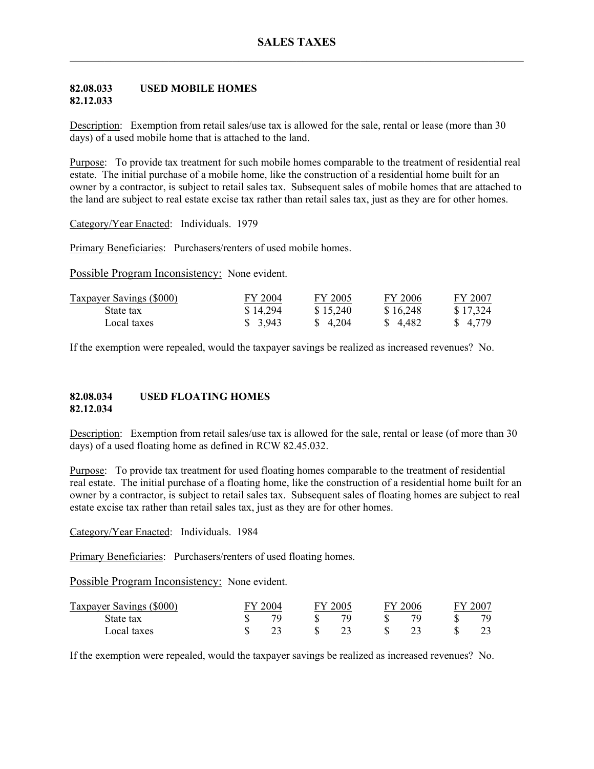# SALES TAXES

## 82.08.033 USED MOBILE HOMES
## 82.12.033

Description: Exemption from retail sales/use tax is allowed for the sale, rental or lease (more than 30 days) of a used mobile home that is attached to the land.

Purpose: To provide tax treatment for such mobile homes comparable to the treatment of residential real estate. The initial purchase of a mobile home, like the construction of a residential home built for an owner by a contractor, is subject to retail sales tax. Subsequent sales of mobile homes that are attached to the land are subject to real estate excise tax rather than retail sales tax, just as they are for other homes.

Category/Year Enacted: Individuals. 1979

Primary Beneficiaries: Purchasers/renters of used mobile homes.

Possible Program Inconsistency: None evident.

| Taxpayer Savings ($000) | FY 2004 | FY 2005 | FY 2006 | FY 2007 |
|---|---|---|---|---|
| State tax | $ 14,294 | $ 15,240 | $ 16,248 | $ 17,324 |
| Local taxes | $ 3,943 | $ 4,204 | $ 4,482 | $ 4,779 |

If the exemption were repealed, would the taxpayer savings be realized as increased revenues? No.

## 82.08.034 USED FLOATING HOMES
## 82.12.034

Description: Exemption from retail sales/use tax is allowed for the sale, rental or lease (of more than 30 days) of a used floating home as defined in RCW 82.45.032.

Purpose: To provide tax treatment for used floating homes comparable to the treatment of residential real estate. The initial purchase of a floating home, like the construction of a residential home built for an owner by a contractor, is subject to retail sales tax. Subsequent sales of floating homes are subject to real estate excise tax rather than retail sales tax, just as they are for other homes.

Category/Year Enacted: Individuals. 1984

Primary Beneficiaries: Purchasers/renters of used floating homes.

Possible Program Inconsistency: None evident.

| Taxpayer Savings ($000) | FY 2004 | FY 2005 | FY 2006 | FY 2007 |
|---|---|---|---|---|
| State tax | $ 79 | $ 79 | $ 79 | $ 79 |
| Local taxes | $ 23 | $ 23 | $ 23 | $ 23 |

If the exemption were repealed, would the taxpayer savings be realized as increased revenues? No.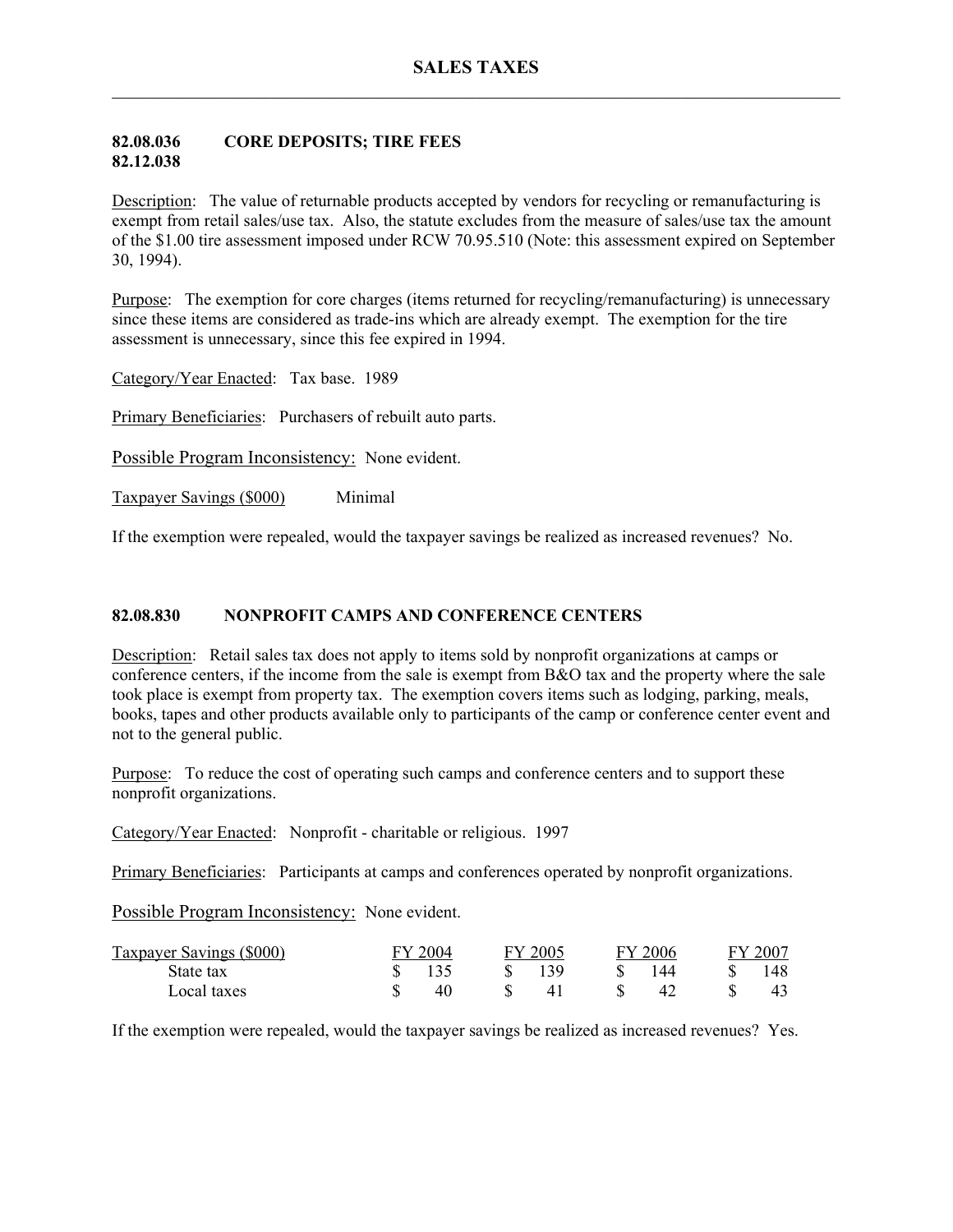# SALES TAXES

## 82.08.036 82.12.038 CORE DEPOSITS; TIRE FEES

Description: The value of returnable products accepted by vendors for recycling or remanufacturing is exempt from retail sales/use tax. Also, the statute excludes from the measure of sales/use tax the amount of the $1.00 tire assessment imposed under RCW 70.95.510 (Note: this assessment expired on September 30, 1994).

Purpose: The exemption for core charges (items returned for recycling/remanufacturing) is unnecessary since these items are considered as trade-ins which are already exempt. The exemption for the tire assessment is unnecessary, since this fee expired in 1994.

Category/Year Enacted: Tax base. 1989

Primary Beneficiaries: Purchasers of rebuilt auto parts.

Possible Program Inconsistency: None evident.

Taxpayer Savings ($000) Minimal

If the exemption were repealed, would the taxpayer savings be realized as increased revenues? No.

## 82.08.830 NONPROFIT CAMPS AND CONFERENCE CENTERS

Description: Retail sales tax does not apply to items sold by nonprofit organizations at camps or conference centers, if the income from the sale is exempt from B&O tax and the property where the sale took place is exempt from property tax. The exemption covers items such as lodging, parking, meals, books, tapes and other products available only to participants of the camp or conference center event and not to the general public.

Purpose: To reduce the cost of operating such camps and conference centers and to support these nonprofit organizations.

Category/Year Enacted: Nonprofit - charitable or religious. 1997

Primary Beneficiaries: Participants at camps and conferences operated by nonprofit organizations.

Possible Program Inconsistency: None evident.

| Taxpayer Savings ($000) | FY 2004 | FY 2005 | FY 2006 | FY 2007 |
|---|---|---|---|---|
| State tax | $ 135 | $ 139 | $ 144 | $ 148 |
| Local taxes | $ 40 | $ 41 | $ 42 | $ 43 |

If the exemption were repealed, would the taxpayer savings be realized as increased revenues? Yes.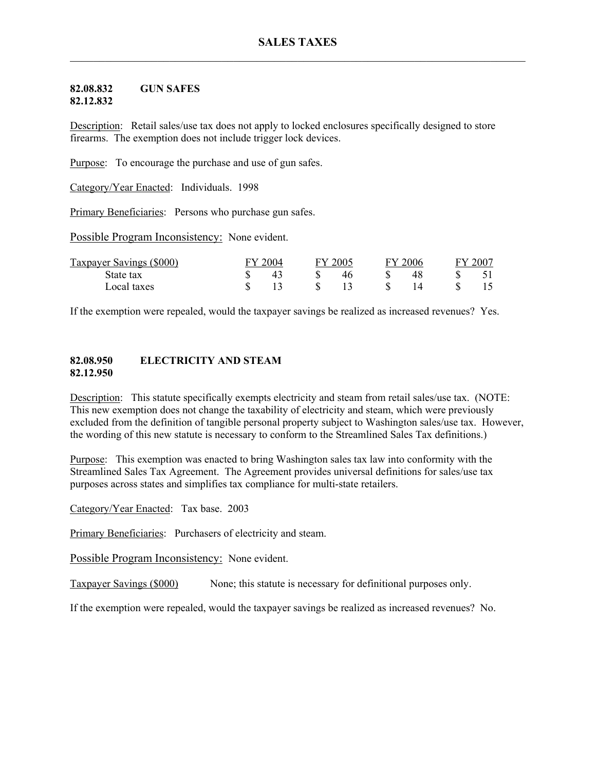# SALES TAXES

## 82.08.832 GUN SAFES
## 82.12.832

Description: Retail sales/use tax does not apply to locked enclosures specifically designed to store firearms. The exemption does not include trigger lock devices.

Purpose: To encourage the purchase and use of gun safes.

Category/Year Enacted: Individuals. 1998

Primary Beneficiaries: Persons who purchase gun safes.

Possible Program Inconsistency: None evident.

| Taxpayer Savings ($000) | FY 2004 | FY 2005 | FY 2006 | FY 2007 |
|---|---|---|---|---|
| State tax | $ 43 | $ 46 | $ 48 | $ 51 |
| Local taxes | $ 13 | $ 13 | $ 14 | $ 15 |

If the exemption were repealed, would the taxpayer savings be realized as increased revenues? Yes.

## 82.08.950 ELECTRICITY AND STEAM
## 82.12.950

Description: This statute specifically exempts electricity and steam from retail sales/use tax. (NOTE: This new exemption does not change the taxability of electricity and steam, which were previously excluded from the definition of tangible personal property subject to Washington sales/use tax. However, the wording of this new statute is necessary to conform to the Streamlined Sales Tax definitions.)

Purpose: This exemption was enacted to bring Washington sales tax law into conformity with the Streamlined Sales Tax Agreement. The Agreement provides universal definitions for sales/use tax purposes across states and simplifies tax compliance for multi-state retailers.

Category/Year Enacted: Tax base. 2003

Primary Beneficiaries: Purchasers of electricity and steam.

Possible Program Inconsistency: None evident.

Taxpayer Savings ($000) None; this statute is necessary for definitional purposes only.

If the exemption were repealed, would the taxpayer savings be realized as increased revenues? No.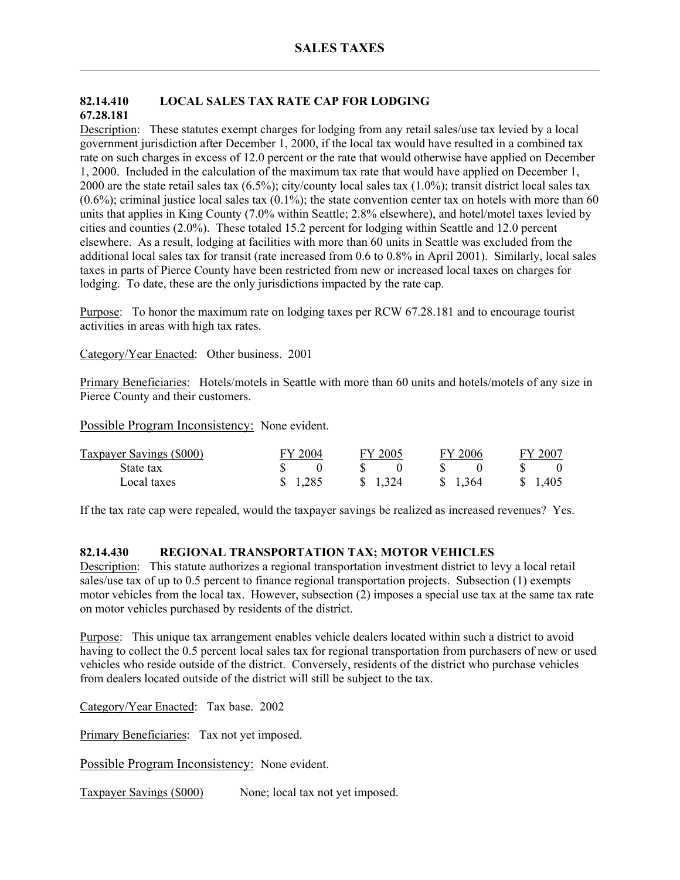## 82.14.410 LOCAL SALES TAX RATE CAP FOR LODGING
## 67.28.181

Description: These statutes exempt charges for lodging from any retail sales/use tax levied by a local government jurisdiction after December 1, 2000, if the local tax would have resulted in a combined tax rate on such charges in excess of 12.0 percent or the rate that would otherwise have applied on December 1, 2000. Included in the calculation of the maximum tax rate that would have applied on December 1, 2000 are the state retail sales tax (6.5%); city/county local sales tax (1.0%); transit district local sales tax (0.6%); criminal justice local sales tax (0.1%); the state convention center tax on hotels with more than 60 units that applies in King County (7.0% within Seattle; 2.8% elsewhere), and hotel/motel taxes levied by cities and counties (2.0%). These totaled 15.2 percent for lodging within Seattle and 12.0 percent elsewhere. As a result, lodging at facilities with more than 60 units in Seattle was excluded from the additional local sales tax for transit (rate increased from 0.6 to 0.8% in April 2001). Similarly, local sales taxes in parts of Pierce County have been restricted from new or increased local taxes on charges for lodging. To date, these are the only jurisdictions impacted by the rate cap.

Purpose: To honor the maximum rate on lodging taxes per RCW 67.28.181 and to encourage tourist activities in areas with high tax rates.

Category/Year Enacted: Other business. 2001

Primary Beneficiaries: Hotels/motels in Seattle with more than 60 units and hotels/motels of any size in Pierce County and their customers.

Possible Program Inconsistency: None evident.

| Taxpayer Savings ($000) | FY 2004 | FY 2005 | FY 2006 | FY 2007 |
|---|---|---|---|---|
| State tax | $ 0 | $ 0 | $ 0 | $ 0 |
| Local taxes | $ 1,285 | $ 1,324 | $ 1,364 | $ 1,405 |

If the tax rate cap were repealed, would the taxpayer savings be realized as increased revenues? Yes.

## 82.14.430 REGIONAL TRANSPORTATION TAX; MOTOR VEHICLES

Description: This statute authorizes a regional transportation investment district to levy a local retail sales/use tax of up to 0.5 percent to finance regional transportation projects. Subsection (1) exempts motor vehicles from the local tax. However, subsection (2) imposes a special use tax at the same tax rate on motor vehicles purchased by residents of the district.

Purpose: This unique tax arrangement enables vehicle dealers located within such a district to avoid having to collect the 0.5 percent local sales tax for regional transportation from purchasers of new or used vehicles who reside outside of the district. Conversely, residents of the district who purchase vehicles from dealers located outside of the district will still be subject to the tax.

Category/Year Enacted: Tax base. 2002

Primary Beneficiaries: Tax not yet imposed.

Possible Program Inconsistency: None evident.

Taxpayer Savings ($000) None; local tax not yet imposed.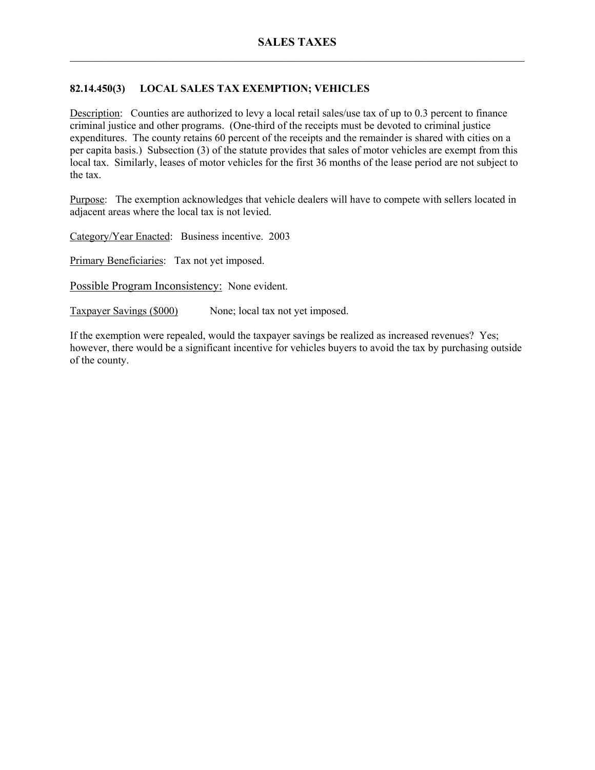## SALES TAXES

### 82.14.450(3) LOCAL SALES TAX EXEMPTION; VEHICLES

Description: Counties are authorized to levy a local retail sales/use tax of up to 0.3 percent to finance criminal justice and other programs. (One-third of the receipts must be devoted to criminal justice expenditures. The county retains 60 percent of the receipts and the remainder is shared with cities on a per capita basis.) Subsection (3) of the statute provides that sales of motor vehicles are exempt from this local tax. Similarly, leases of motor vehicles for the first 36 months of the lease period are not subject to the tax.

Purpose: The exemption acknowledges that vehicle dealers will have to compete with sellers located in adjacent areas where the local tax is not levied.

Category/Year Enacted: Business incentive. 2003

Primary Beneficiaries: Tax not yet imposed.

Possible Program Inconsistency: None evident.

Taxpayer Savings ($000) None; local tax not yet imposed.

If the exemption were repealed, would the taxpayer savings be realized as increased revenues? Yes; however, there would be a significant incentive for vehicles buyers to avoid the tax by purchasing outside of the county.